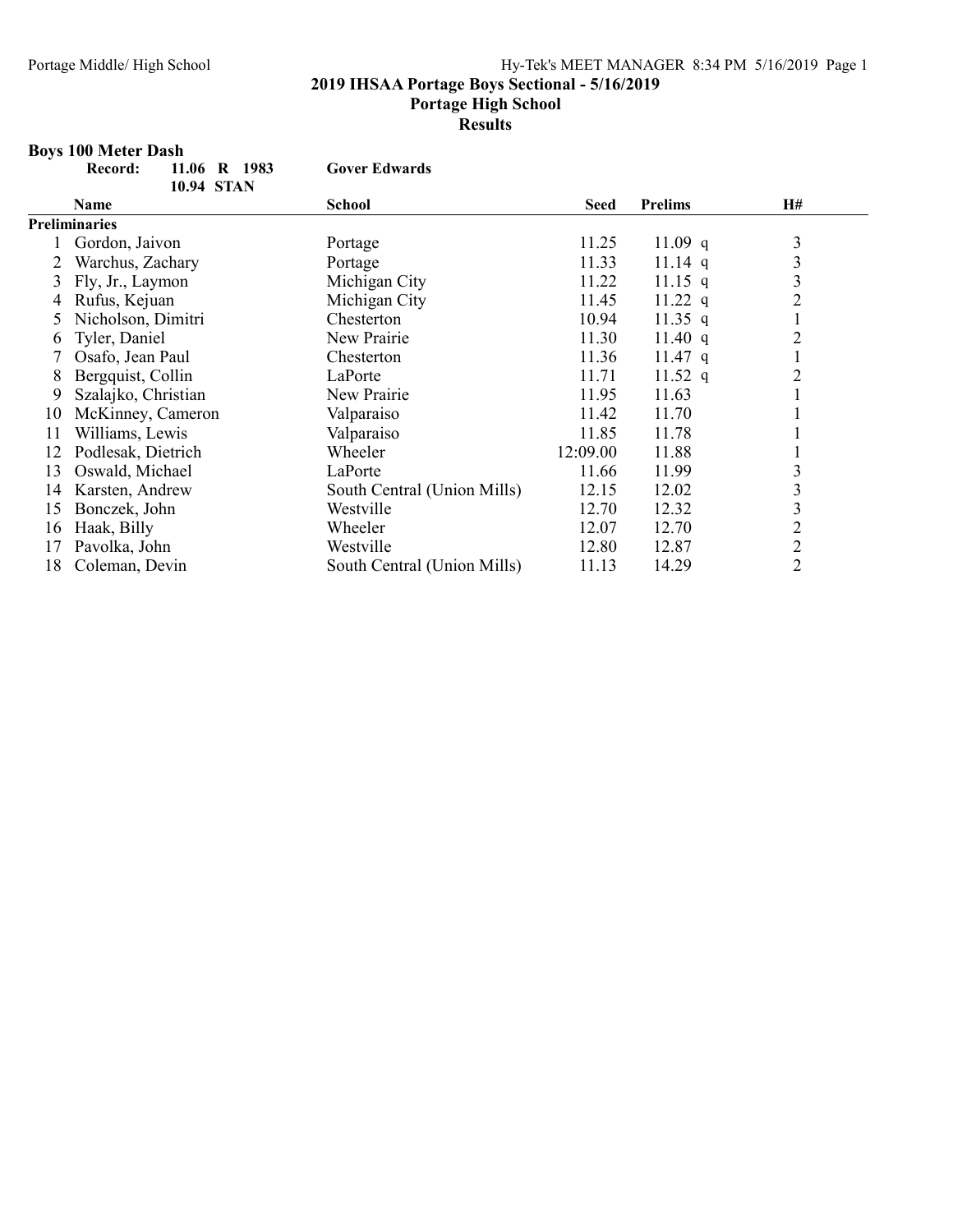## 2019 IHSAA Portage Boys Sectional - 5/16/2019

### Portage High School

### Results

**Boys 100 Meter Dash**

| **Record:** | 11.06 R 1983 | **Gover Edwards** |
|---|---|---|
| | 10.94 STAN | |

| | Name | School | Seed | Prelims | | H# |
|---|---|---|---|---|---|---|
| **Preliminaries** | | | | | | |
| 1 | Gordon, Jaivon | Portage | 11.25 | 11.09 | q | 3 |
| 2 | Warchus, Zachary | Portage | 11.33 | 11.14 | q | 3 |
| 3 | Fly, Jr., Laymon | Michigan City | 11.22 | 11.15 | q | 3 |
| 4 | Rufus, Kejuan | Michigan City | 11.45 | 11.22 | q | 2 |
| 5 | Nicholson, Dimitri | Chesterton | 10.94 | 11.35 | q | 1 |
| 6 | Tyler, Daniel | New Prairie | 11.30 | 11.40 | q | 2 |
| 7 | Osafo, Jean Paul | Chesterton | 11.36 | 11.47 | q | 1 |
| 8 | Bergquist, Collin | LaPorte | 11.71 | 11.52 | q | 2 |
| 9 | Szalajko, Christian | New Prairie | 11.95 | 11.63 | | 1 |
| 10 | McKinney, Cameron | Valparaiso | 11.42 | 11.70 | | 1 |
| 11 | Williams, Lewis | Valparaiso | 11.85 | 11.78 | | 1 |
| 12 | Podlesak, Dietrich | Wheeler | 12:09.00 | 11.88 | | 1 |
| 13 | Oswald, Michael | LaPorte | 11.66 | 11.99 | | 3 |
| 14 | Karsten, Andrew | South Central (Union Mills) | 12.15 | 12.02 | | 3 |
| 15 | Bonczek, John | Westville | 12.70 | 12.32 | | 3 |
| 16 | Haak, Billy | Wheeler | 12.07 | 12.70 | | 2 |
| 17 | Pavolka, John | Westville | 12.80 | 12.87 | | 2 |
| 18 | Coleman, Devin | South Central (Union Mills) | 11.13 | 14.29 | | 2 |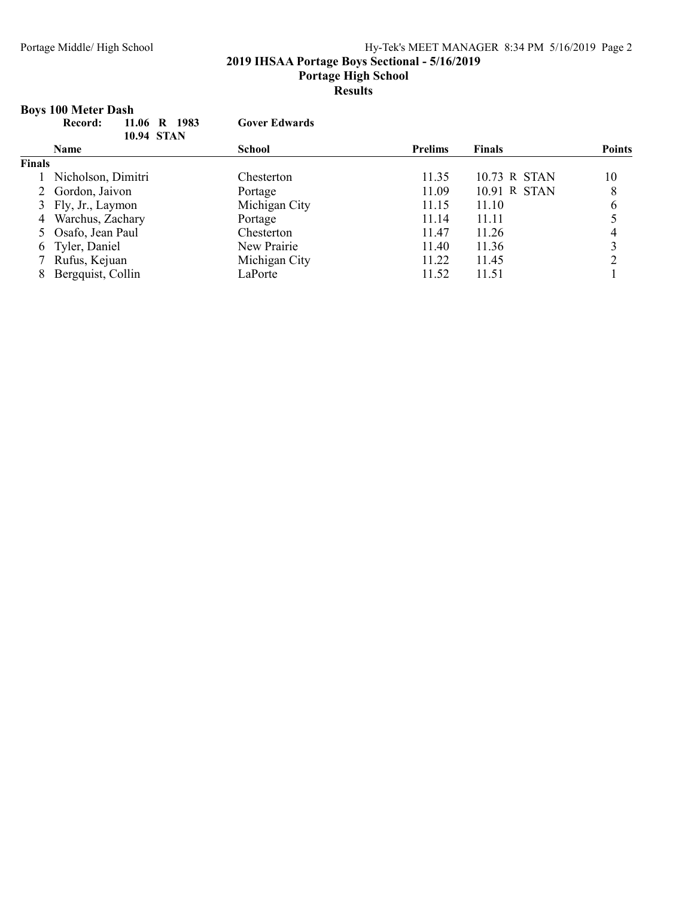## 2019 IHSAA Portage Boys Sectional - 5/16/2019

### Portage High School

### Results

**Boys 100 Meter Dash**

**Record:** 11.06 R 1983 **Gover Edwards**
10.94 STAN

| | Name | School | Prelims | Finals | Points |
|---|---|---|---|---|---|
| **Finals** | | | | | |
| 1 | Nicholson, Dimitri | Chesterton | 11.35 | 10.73 R STAN | 10 |
| 2 | Gordon, Jaivon | Portage | 11.09 | 10.91 R STAN | 8 |
| 3 | Fly, Jr., Laymon | Michigan City | 11.15 | 11.10 | 6 |
| 4 | Warchus, Zachary | Portage | 11.14 | 11.11 | 5 |
| 5 | Osafo, Jean Paul | Chesterton | 11.47 | 11.26 | 4 |
| 6 | Tyler, Daniel | New Prairie | 11.40 | 11.36 | 3 |
| 7 | Rufus, Kejuan | Michigan City | 11.22 | 11.45 | 2 |
| 8 | Bergquist, Collin | LaPorte | 11.52 | 11.51 | 1 |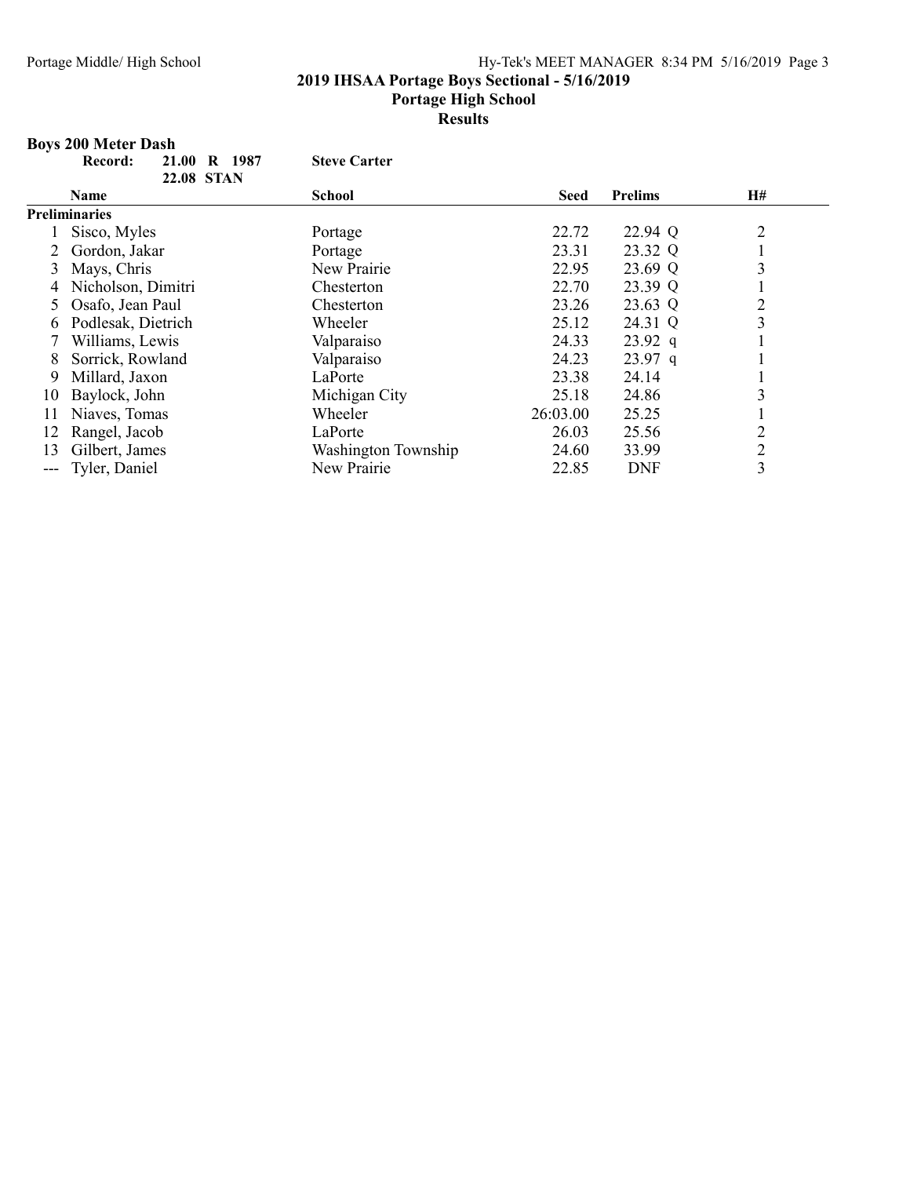## 2019 IHSAA Portage Boys Sectional - 5/16/2019

### Portage High School

### Results

**Boys 200 Meter Dash**

| Record: | 21.00 R 1987 | Steve Carter |
|---|---|---|
| | 22.08 STAN | |

| | Name | School | Seed | Prelims | H# |
|---|---|---|---|---|---|
| **Preliminaries** | | | | | |
| 1 | Sisco, Myles | Portage | 22.72 | 22.94 Q | 2 |
| 2 | Gordon, Jakar | Portage | 23.31 | 23.32 Q | 1 |
| 3 | Mays, Chris | New Prairie | 22.95 | 23.69 Q | 3 |
| 4 | Nicholson, Dimitri | Chesterton | 22.70 | 23.39 Q | 1 |
| 5 | Osafo, Jean Paul | Chesterton | 23.26 | 23.63 Q | 2 |
| 6 | Podlesak, Dietrich | Wheeler | 25.12 | 24.31 Q | 3 |
| 7 | Williams, Lewis | Valparaiso | 24.33 | 23.92 q | 1 |
| 8 | Sorrick, Rowland | Valparaiso | 24.23 | 23.97 q | 1 |
| 9 | Millard, Jaxon | LaPorte | 23.38 | 24.14 | 1 |
| 10 | Baylock, John | Michigan City | 25.18 | 24.86 | 3 |
| 11 | Niaves, Tomas | Wheeler | 26:03.00 | 25.25 | 1 |
| 12 | Rangel, Jacob | LaPorte | 26.03 | 25.56 | 2 |
| 13 | Gilbert, James | Washington Township | 24.60 | 33.99 | 2 |
| --- | Tyler, Daniel | New Prairie | 22.85 | DNF | 3 |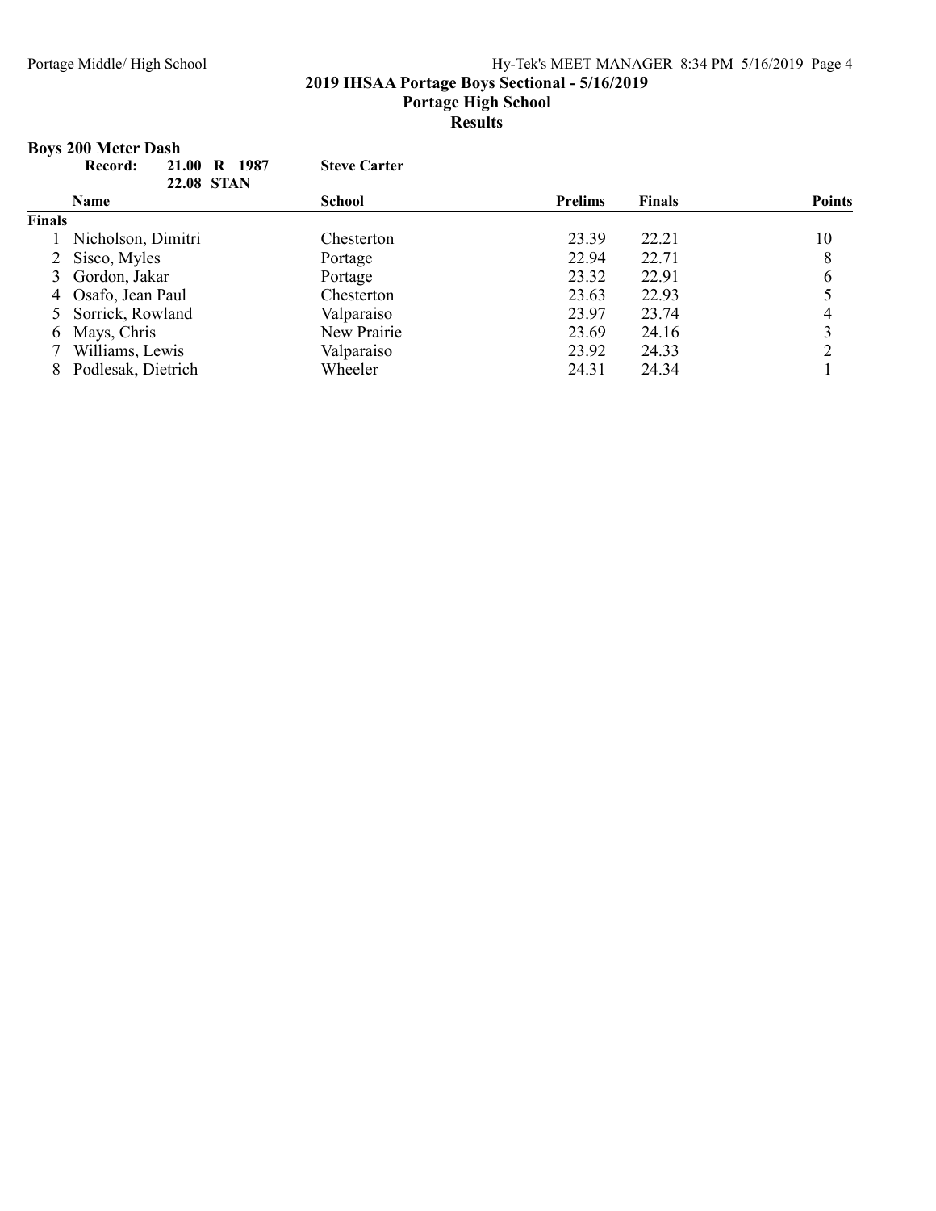# 2019 IHSAA Portage Boys Sectional - 5/16/2019

## Portage High School

## Results

### Boys 200 Meter Dash

**Record:** **21.00 R 1987** **Steve Carter**
**22.08 STAN**

| | Name | School | Prelims | Finals | Points |
|---|---|---|---|---|---|
| **Finals** | | | | | |
| 1 | Nicholson, Dimitri | Chesterton | 23.39 | 22.21 | 10 |
| 2 | Sisco, Myles | Portage | 22.94 | 22.71 | 8 |
| 3 | Gordon, Jakar | Portage | 23.32 | 22.91 | 6 |
| 4 | Osafo, Jean Paul | Chesterton | 23.63 | 22.93 | 5 |
| 5 | Sorrick, Rowland | Valparaiso | 23.97 | 23.74 | 4 |
| 6 | Mays, Chris | New Prairie | 23.69 | 24.16 | 3 |
| 7 | Williams, Lewis | Valparaiso | 23.92 | 24.33 | 2 |
| 8 | Podlesak, Dietrich | Wheeler | 24.31 | 24.34 | 1 |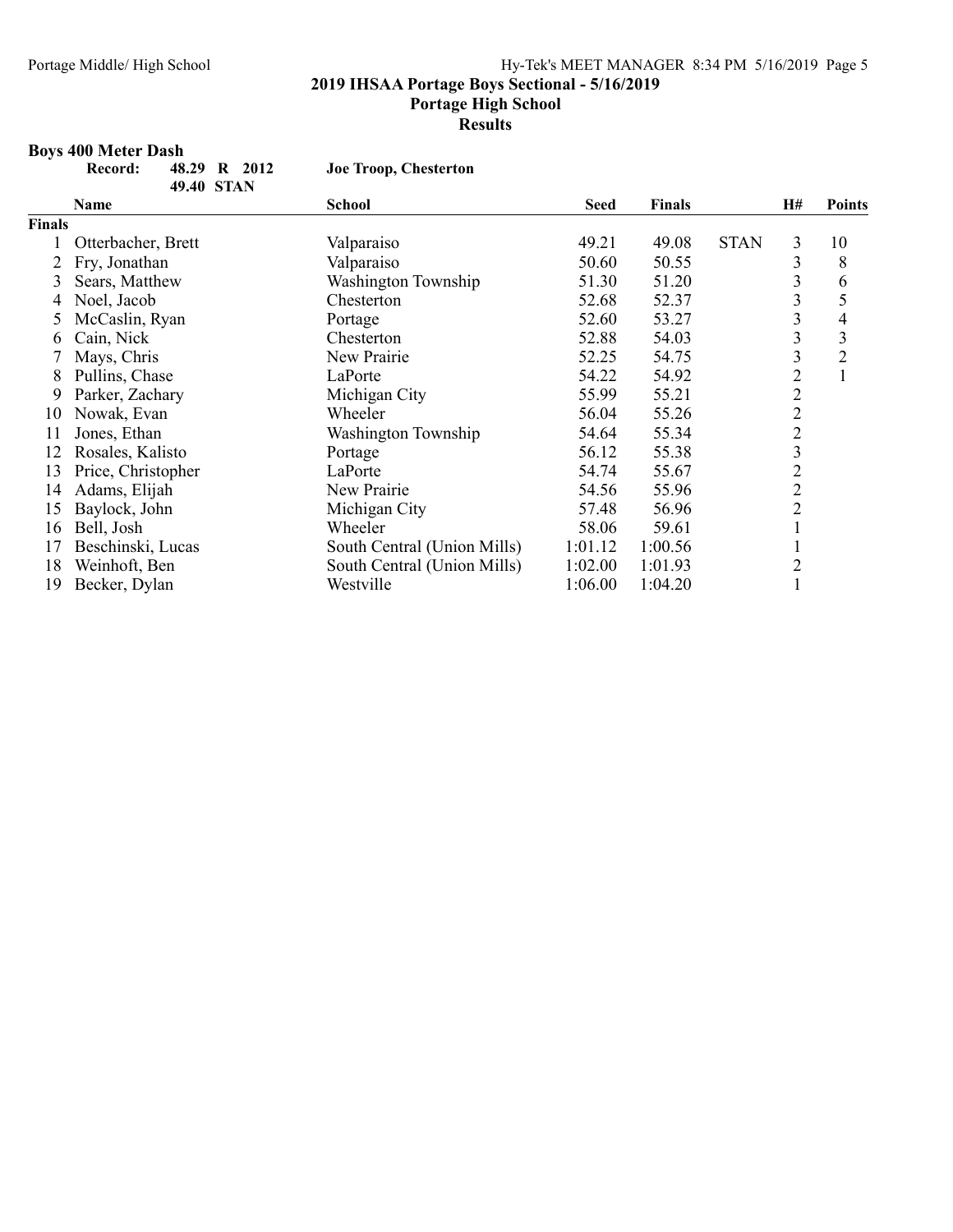## 2019 IHSAA Portage Boys Sectional - 5/16/2019

### Portage High School

### Results

**Boys 400 Meter Dash**

**Record:** 48.29 R 2012 **Joe Troop, Chesterton**
49.40 STAN

| | Name | School | Seed | Finals | | H# | Points |
|---|---|---|---|---|---|---|---|
| **Finals** | | | | | | | |
| 1 | Otterbacher, Brett | Valparaiso | 49.21 | 49.08 | STAN | 3 | 10 |
| 2 | Fry, Jonathan | Valparaiso | 50.60 | 50.55 | | 3 | 8 |
| 3 | Sears, Matthew | Washington Township | 51.30 | 51.20 | | 3 | 6 |
| 4 | Noel, Jacob | Chesterton | 52.68 | 52.37 | | 3 | 5 |
| 5 | McCaslin, Ryan | Portage | 52.60 | 53.27 | | 3 | 4 |
| 6 | Cain, Nick | Chesterton | 52.88 | 54.03 | | 3 | 3 |
| 7 | Mays, Chris | New Prairie | 52.25 | 54.75 | | 3 | 2 |
| 8 | Pullins, Chase | LaPorte | 54.22 | 54.92 | | 2 | 1 |
| 9 | Parker, Zachary | Michigan City | 55.99 | 55.21 | | 2 | |
| 10 | Nowak, Evan | Wheeler | 56.04 | 55.26 | | 2 | |
| 11 | Jones, Ethan | Washington Township | 54.64 | 55.34 | | 2 | |
| 12 | Rosales, Kalisto | Portage | 56.12 | 55.38 | | 3 | |
| 13 | Price, Christopher | LaPorte | 54.74 | 55.67 | | 2 | |
| 14 | Adams, Elijah | New Prairie | 54.56 | 55.96 | | 2 | |
| 15 | Baylock, John | Michigan City | 57.48 | 56.96 | | 2 | |
| 16 | Bell, Josh | Wheeler | 58.06 | 59.61 | | 1 | |
| 17 | Beschinski, Lucas | South Central (Union Mills) | 1:01.12 | 1:00.56 | | 1 | |
| 18 | Weinhoft, Ben | South Central (Union Mills) | 1:02.00 | 1:01.93 | | 2 | |
| 19 | Becker, Dylan | Westville | 1:06.00 | 1:04.20 | | 1 | |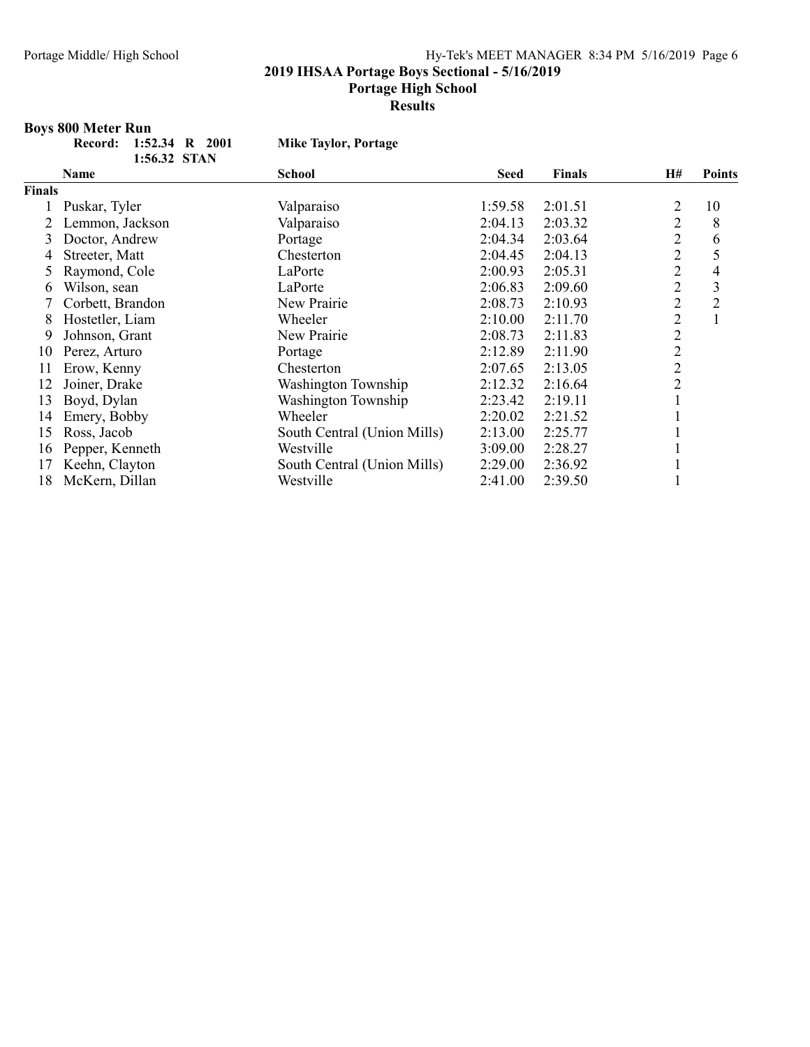## 2019 IHSAA Portage Boys Sectional - 5/16/2019

## Portage High School

## Results

### Boys 800 Meter Run

**Record: 1:52.34 R 2001** **Mike Taylor, Portage**

**1:56.32 STAN**

| | Name | School | Seed | Finals | H# | Points |
|---|---|---|---|---|---|---|
| **Finals** | | | | | | |
| 1 | Puskar, Tyler | Valparaiso | 1:59.58 | 2:01.51 | 2 | 10 |
| 2 | Lemmon, Jackson | Valparaiso | 2:04.13 | 2:03.32 | 2 | 8 |
| 3 | Doctor, Andrew | Portage | 2:04.34 | 2:03.64 | 2 | 6 |
| 4 | Streeter, Matt | Chesterton | 2:04.45 | 2:04.13 | 2 | 5 |
| 5 | Raymond, Cole | LaPorte | 2:00.93 | 2:05.31 | 2 | 4 |
| 6 | Wilson, sean | LaPorte | 2:06.83 | 2:09.60 | 2 | 3 |
| 7 | Corbett, Brandon | New Prairie | 2:08.73 | 2:10.93 | 2 | 2 |
| 8 | Hostetler, Liam | Wheeler | 2:10.00 | 2:11.70 | 2 | 1 |
| 9 | Johnson, Grant | New Prairie | 2:08.73 | 2:11.83 | 2 | |
| 10 | Perez, Arturo | Portage | 2:12.89 | 2:11.90 | 2 | |
| 11 | Erow, Kenny | Chesterton | 2:07.65 | 2:13.05 | 2 | |
| 12 | Joiner, Drake | Washington Township | 2:12.32 | 2:16.64 | 2 | |
| 13 | Boyd, Dylan | Washington Township | 2:23.42 | 2:19.11 | 1 | |
| 14 | Emery, Bobby | Wheeler | 2:20.02 | 2:21.52 | 1 | |
| 15 | Ross, Jacob | South Central (Union Mills) | 2:13.00 | 2:25.77 | 1 | |
| 16 | Pepper, Kenneth | Westville | 3:09.00 | 2:28.27 | 1 | |
| 17 | Keehn, Clayton | South Central (Union Mills) | 2:29.00 | 2:36.92 | 1 | |
| 18 | McKern, Dillan | Westville | 2:41.00 | 2:39.50 | 1 | |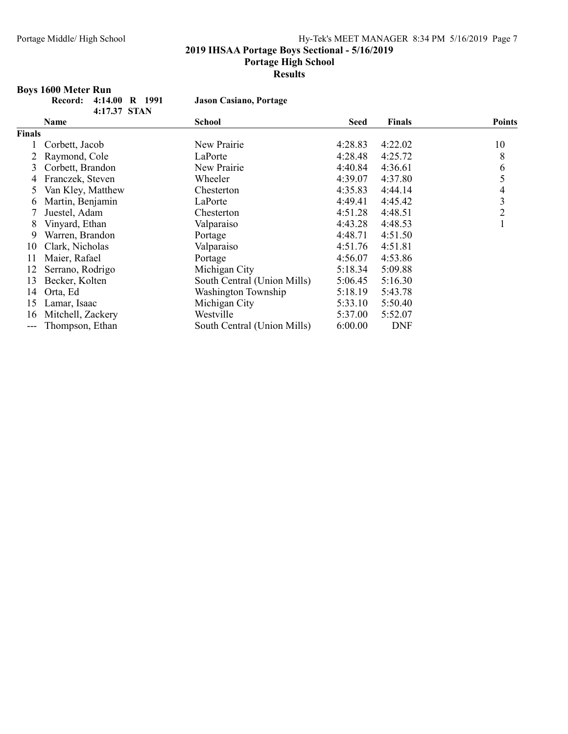## 2019 IHSAA Portage Boys Sectional - 5/16/2019

### Portage High School

### Results

**Boys 1600 Meter Run**

| Record: | 4:14.00 R 1991 | Jason Casiano, Portage |
|---|---|---|
| | 4:17.37 STAN | |

| | Name | School | Seed | Finals | Points |
|---|---|---|---|---|---|
| **Finals** | | | | | |
| 1 | Corbett, Jacob | New Prairie | 4:28.83 | 4:22.02 | 10 |
| 2 | Raymond, Cole | LaPorte | 4:28.48 | 4:25.72 | 8 |
| 3 | Corbett, Brandon | New Prairie | 4:40.84 | 4:36.61 | 6 |
| 4 | Franczek, Steven | Wheeler | 4:39.07 | 4:37.80 | 5 |
| 5 | Van Kley, Matthew | Chesterton | 4:35.83 | 4:44.14 | 4 |
| 6 | Martin, Benjamin | LaPorte | 4:49.41 | 4:45.42 | 3 |
| 7 | Juestel, Adam | Chesterton | 4:51.28 | 4:48.51 | 2 |
| 8 | Vinyard, Ethan | Valparaiso | 4:43.28 | 4:48.53 | 1 |
| 9 | Warren, Brandon | Portage | 4:48.71 | 4:51.50 | |
| 10 | Clark, Nicholas | Valparaiso | 4:51.76 | 4:51.81 | |
| 11 | Maier, Rafael | Portage | 4:56.07 | 4:53.86 | |
| 12 | Serrano, Rodrigo | Michigan City | 5:18.34 | 5:09.88 | |
| 13 | Becker, Kolten | South Central (Union Mills) | 5:06.45 | 5:16.30 | |
| 14 | Orta, Ed | Washington Township | 5:18.19 | 5:43.78 | |
| 15 | Lamar, Isaac | Michigan City | 5:33.10 | 5:50.40 | |
| 16 | Mitchell, Zackery | Westville | 5:37.00 | 5:52.07 | |
| --- | Thompson, Ethan | South Central (Union Mills) | 6:00.00 | DNF | |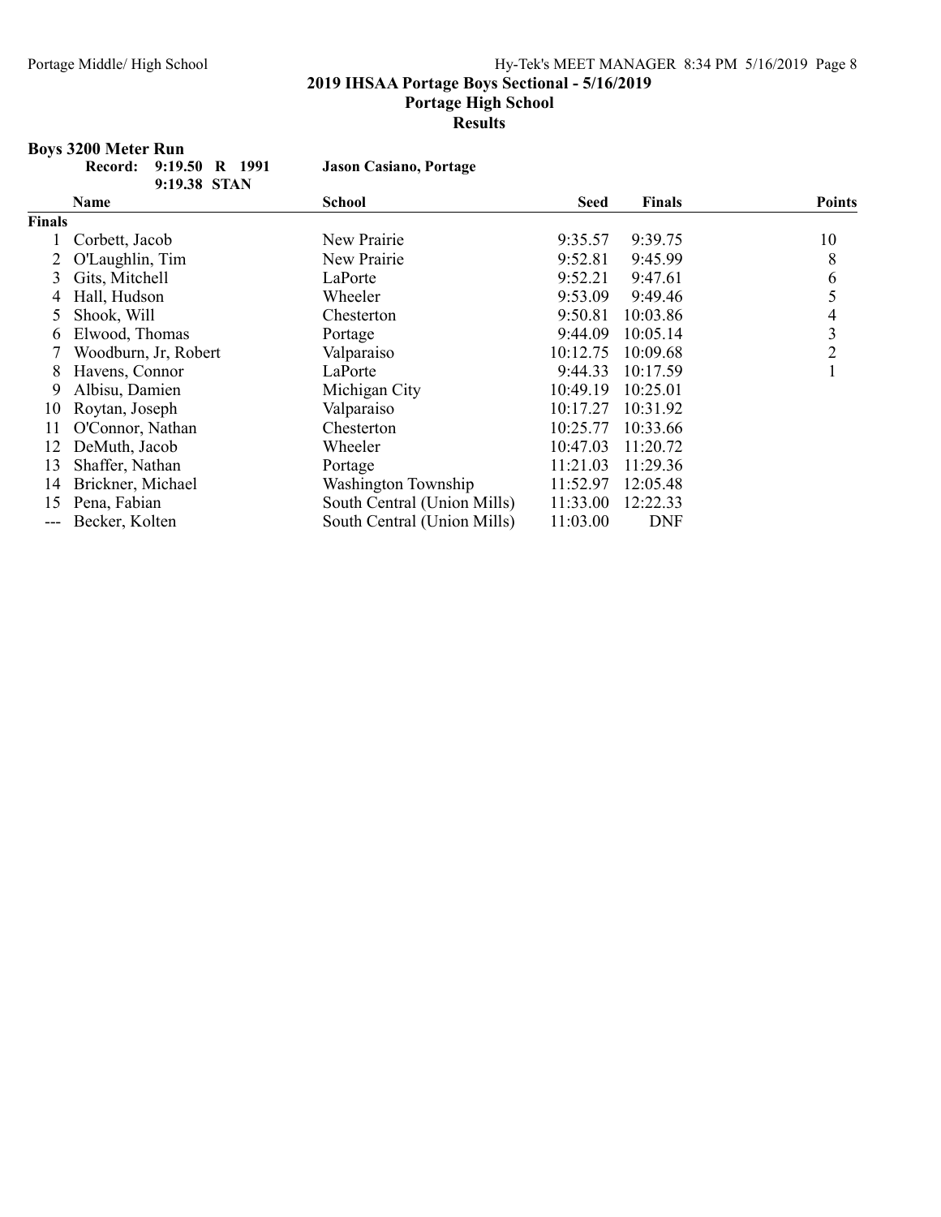## 2019 IHSAA Portage Boys Sectional - 5/16/2019

### Portage High School

### Results

**Boys 3200 Meter Run**

**Record: 9:19.50 R 1991 Jason Casiano, Portage**
**9:19.38 STAN**

| | Name | School | Seed | Finals | Points |
|---|---|---|---|---|---|
| **Finals** | | | | | |
| 1 | Corbett, Jacob | New Prairie | 9:35.57 | 9:39.75 | 10 |
| 2 | O'Laughlin, Tim | New Prairie | 9:52.81 | 9:45.99 | 8 |
| 3 | Gits, Mitchell | LaPorte | 9:52.21 | 9:47.61 | 6 |
| 4 | Hall, Hudson | Wheeler | 9:53.09 | 9:49.46 | 5 |
| 5 | Shook, Will | Chesterton | 9:50.81 | 10:03.86 | 4 |
| 6 | Elwood, Thomas | Portage | 9:44.09 | 10:05.14 | 3 |
| 7 | Woodburn, Jr, Robert | Valparaiso | 10:12.75 | 10:09.68 | 2 |
| 8 | Havens, Connor | LaPorte | 9:44.33 | 10:17.59 | 1 |
| 9 | Albisu, Damien | Michigan City | 10:49.19 | 10:25.01 | |
| 10 | Roytan, Joseph | Valparaiso | 10:17.27 | 10:31.92 | |
| 11 | O'Connor, Nathan | Chesterton | 10:25.77 | 10:33.66 | |
| 12 | DeMuth, Jacob | Wheeler | 10:47.03 | 11:20.72 | |
| 13 | Shaffer, Nathan | Portage | 11:21.03 | 11:29.36 | |
| 14 | Brickner, Michael | Washington Township | 11:52.97 | 12:05.48 | |
| 15 | Pena, Fabian | South Central (Union Mills) | 11:33.00 | 12:22.33 | |
| --- | Becker, Kolten | South Central (Union Mills) | 11:03.00 | DNF | |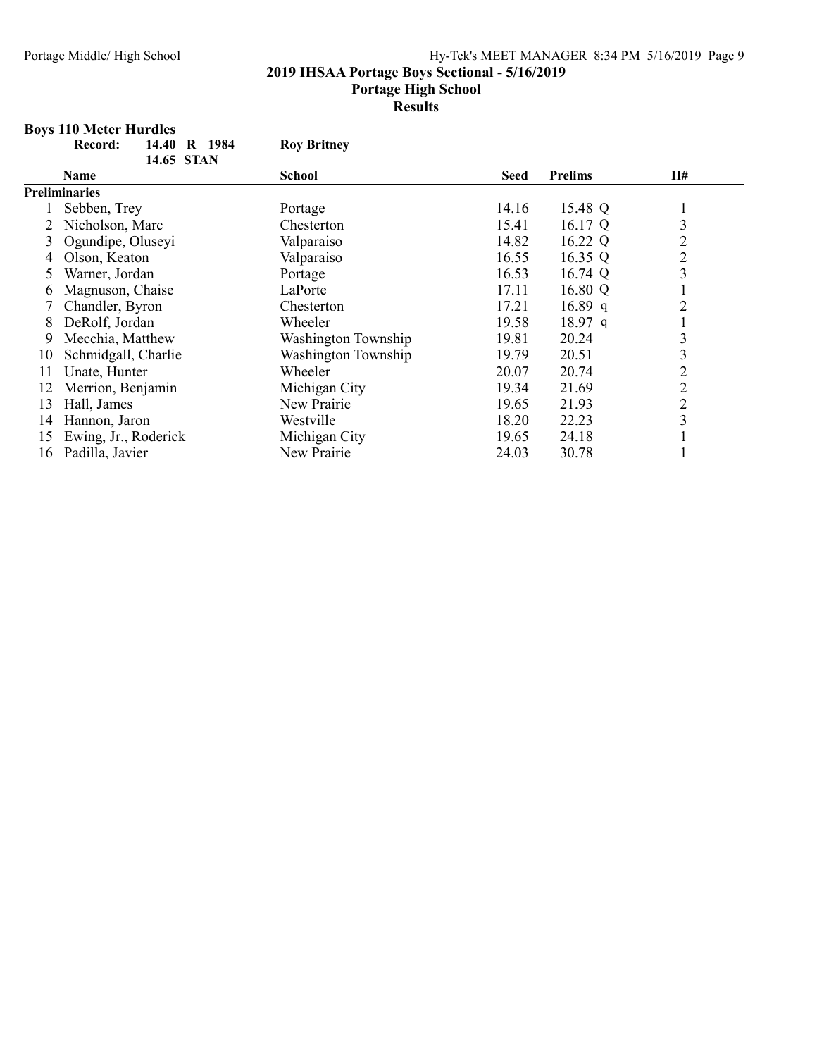## 2019 IHSAA Portage Boys Sectional - 5/16/2019

### Portage High School

### Results

**Boys 110 Meter Hurdles**

| | **Record:** | **14.40 R 1984** | **Roy Britney** | | | |
|---|---|---|---|---|---|---|
| | | **14.65 STAN** | | | | |
| | **Name** | | **School** | **Seed** | **Prelims** | **H#** |
| **Preliminaries** | | | | | | |
| 1 | Sebben, Trey | | Portage | 14.16 | 15.48 Q | 1 |
| 2 | Nicholson, Marc | | Chesterton | 15.41 | 16.17 Q | 3 |
| 3 | Ogundipe, Oluseyi | | Valparaiso | 14.82 | 16.22 Q | 2 |
| 4 | Olson, Keaton | | Valparaiso | 16.55 | 16.35 Q | 2 |
| 5 | Warner, Jordan | | Portage | 16.53 | 16.74 Q | 3 |
| 6 | Magnuson, Chaise | | LaPorte | 17.11 | 16.80 Q | 1 |
| 7 | Chandler, Byron | | Chesterton | 17.21 | 16.89 q | 2 |
| 8 | DeRolf, Jordan | | Wheeler | 19.58 | 18.97 q | 1 |
| 9 | Mecchia, Matthew | | Washington Township | 19.81 | 20.24 | 3 |
| 10 | Schmidgall, Charlie | | Washington Township | 19.79 | 20.51 | 3 |
| 11 | Unate, Hunter | | Wheeler | 20.07 | 20.74 | 2 |
| 12 | Merrion, Benjamin | | Michigan City | 19.34 | 21.69 | 2 |
| 13 | Hall, James | | New Prairie | 19.65 | 21.93 | 2 |
| 14 | Hannon, Jaron | | Westville | 18.20 | 22.23 | 3 |
| 15 | Ewing, Jr., Roderick | | Michigan City | 19.65 | 24.18 | 1 |
| 16 | Padilla, Javier | | New Prairie | 24.03 | 30.78 | 1 |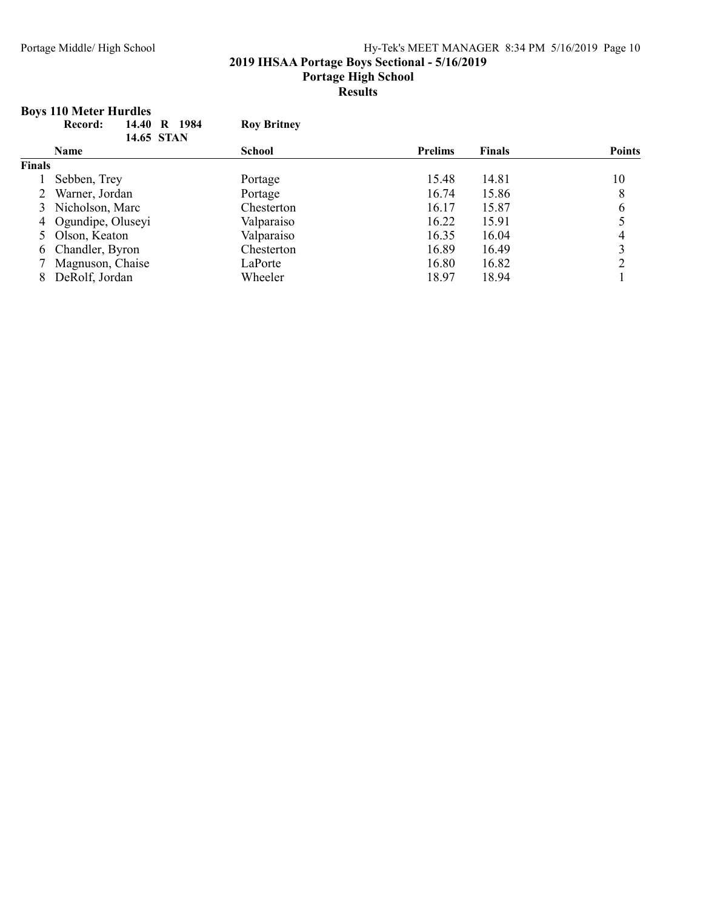## 2019 IHSAA Portage Boys Sectional - 5/16/2019
## Portage High School
## Results

### Boys 110 Meter Hurdles

**Record:** **14.40 R 1984** **Roy Britney**
**14.65 STAN**

| | Name | School | Prelims | Finals | Points |
|---|---|---|---|---|---|
| **Finals** | | | | | |
| 1 | Sebben, Trey | Portage | 15.48 | 14.81 | 10 |
| 2 | Warner, Jordan | Portage | 16.74 | 15.86 | 8 |
| 3 | Nicholson, Marc | Chesterton | 16.17 | 15.87 | 6 |
| 4 | Ogundipe, Oluseyi | Valparaiso | 16.22 | 15.91 | 5 |
| 5 | Olson, Keaton | Valparaiso | 16.35 | 16.04 | 4 |
| 6 | Chandler, Byron | Chesterton | 16.89 | 16.49 | 3 |
| 7 | Magnuson, Chaise | LaPorte | 16.80 | 16.82 | 2 |
| 8 | DeRolf, Jordan | Wheeler | 18.97 | 18.94 | 1 |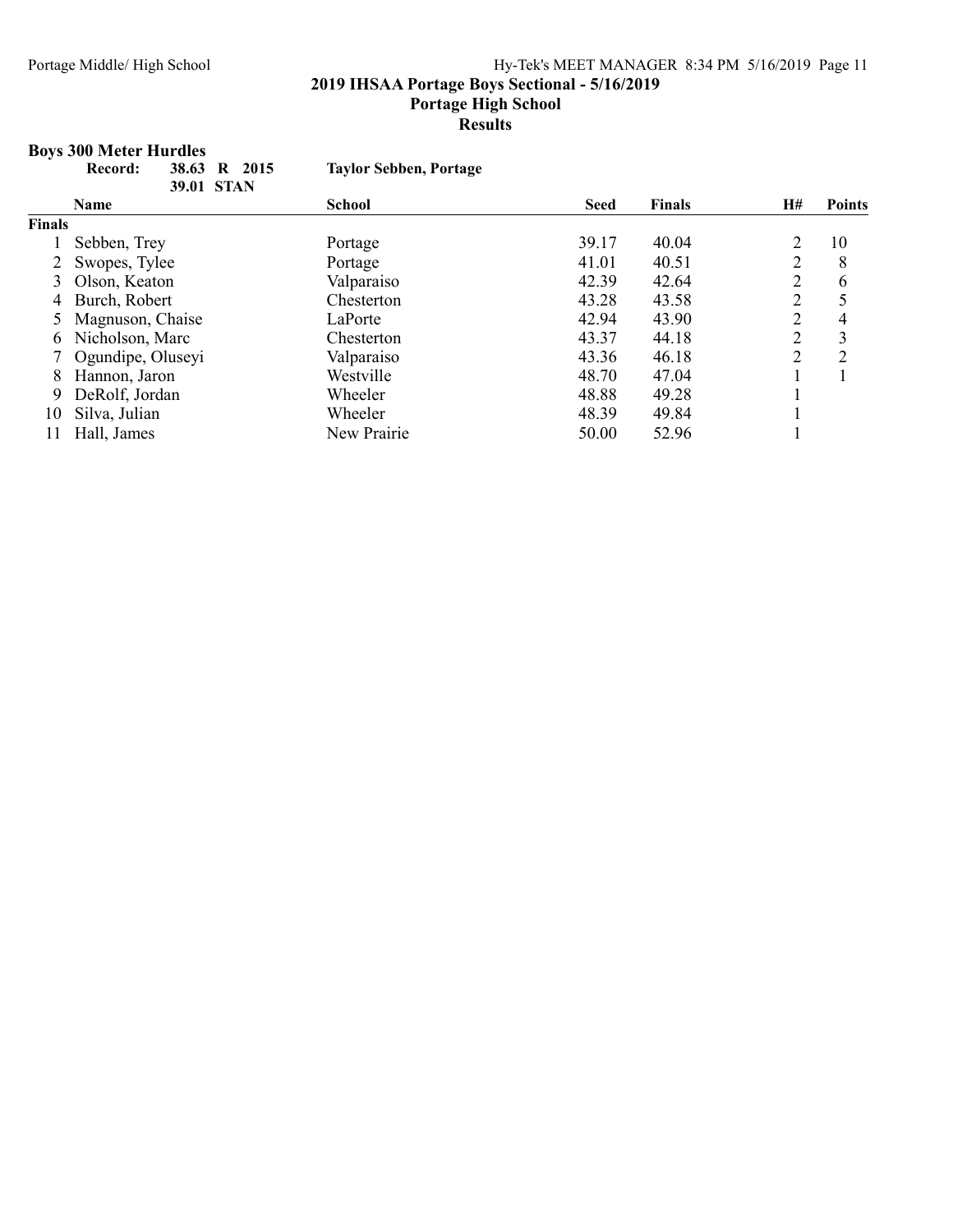# 2019 IHSAA Portage Boys Sectional - 5/16/2019

## Portage High School

## Results

### Boys 300 Meter Hurdles

**Record:** 38.63 R 2015 **Taylor Sebben, Portage**
39.01 STAN

| | Name | School | Seed | Finals | H# | Points |
|---|---|---|---|---|---|---|
| **Finals** | | | | | | |
| 1 | Sebben, Trey | Portage | 39.17 | 40.04 | 2 | 10 |
| 2 | Swopes, Tylee | Portage | 41.01 | 40.51 | 2 | 8 |
| 3 | Olson, Keaton | Valparaiso | 42.39 | 42.64 | 2 | 6 |
| 4 | Burch, Robert | Chesterton | 43.28 | 43.58 | 2 | 5 |
| 5 | Magnuson, Chaise | LaPorte | 42.94 | 43.90 | 2 | 4 |
| 6 | Nicholson, Marc | Chesterton | 43.37 | 44.18 | 2 | 3 |
| 7 | Ogundipe, Oluseyi | Valparaiso | 43.36 | 46.18 | 2 | 2 |
| 8 | Hannon, Jaron | Westville | 48.70 | 47.04 | 1 | 1 |
| 9 | DeRolf, Jordan | Wheeler | 48.88 | 49.28 | 1 | |
| 10 | Silva, Julian | Wheeler | 48.39 | 49.84 | 1 | |
| 11 | Hall, James | New Prairie | 50.00 | 52.96 | 1 | |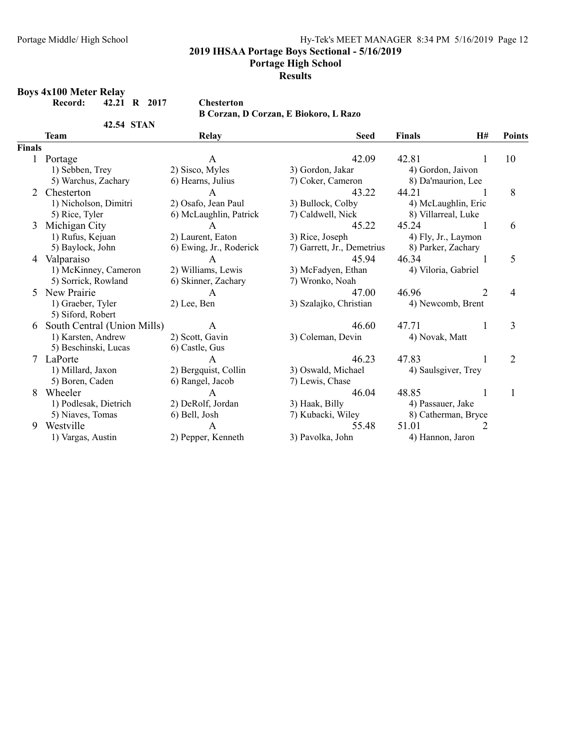## 2019 IHSAA Portage Boys Sectional - 5/16/2019

### Portage High School

### Results

**Boys 4x100 Meter Relay**

**Record:** 42.21 R 2017 **Chesterton**
**B Corzan, D Corzan, E Biokoro, L Razo**

42.54 STAN

| | Team | Relay | | Seed | Finals | H# | Points |
|---|---|---|---|---|---|---|---|
| **Finals** | | | | | | | |
| 1 | Portage | A | | 42.09 | 42.81 | 1 | 10 |
| | 1) Sebben, Trey | 2) Sisco, Myles | 3) Gordon, Jakar | | 4) Gordon, Jaivon | | |
| | 5) Warchus, Zachary | 6) Hearns, Julius | 7) Coker, Cameron | | 8) Da'maurion, Lee | | |
| 2 | Chesterton | A | | 43.22 | 44.21 | 1 | 8 |
| | 1) Nicholson, Dimitri | 2) Osafo, Jean Paul | 3) Bullock, Colby | | 4) McLaughlin, Eric | | |
| | 5) Rice, Tyler | 6) McLaughlin, Patrick | 7) Caldwell, Nick | | 8) Villarreal, Luke | | |
| 3 | Michigan City | A | | 45.22 | 45.24 | 1 | 6 |
| | 1) Rufus, Kejuan | 2) Laurent, Eaton | 3) Rice, Joseph | | 4) Fly, Jr., Laymon | | |
| | 5) Baylock, John | 6) Ewing, Jr., Roderick | 7) Garrett, Jr., Demetrius | | 8) Parker, Zachary | | |
| 4 | Valparaiso | A | | 45.94 | 46.34 | 1 | 5 |
| | 1) McKinney, Cameron | 2) Williams, Lewis | 3) McFadyen, Ethan | | 4) Viloria, Gabriel | | |
| | 5) Sorrick, Rowland | 6) Skinner, Zachary | 7) Wronko, Noah | | | | |
| 5 | New Prairie | A | | 47.00 | 46.96 | 2 | 4 |
| | 1) Graeber, Tyler | 2) Lee, Ben | 3) Szalajko, Christian | | 4) Newcomb, Brent | | |
| | 5) Siford, Robert | | | | | | |
| 6 | South Central (Union Mills) | A | | 46.60 | 47.71 | 1 | 3 |
| | 1) Karsten, Andrew | 2) Scott, Gavin | 3) Coleman, Devin | | 4) Novak, Matt | | |
| | 5) Beschinski, Lucas | 6) Castle, Gus | | | | | |
| 7 | LaPorte | A | | 46.23 | 47.83 | 1 | 2 |
| | 1) Millard, Jaxon | 2) Bergquist, Collin | 3) Oswald, Michael | | 4) Saulsgiver, Trey | | |
| | 5) Boren, Caden | 6) Rangel, Jacob | 7) Lewis, Chase | | | | |
| 8 | Wheeler | A | | 46.04 | 48.85 | 1 | 1 |
| | 1) Podlesak, Dietrich | 2) DeRolf, Jordan | 3) Haak, Billy | | 4) Passauer, Jake | | |
| | 5) Niaves, Tomas | 6) Bell, Josh | 7) Kubacki, Wiley | | 8) Catherman, Bryce | | |
| 9 | Westville | A | | 55.48 | 51.01 | 2 | |
| | 1) Vargas, Austin | 2) Pepper, Kenneth | 3) Pavolka, John | | 4) Hannon, Jaron | | |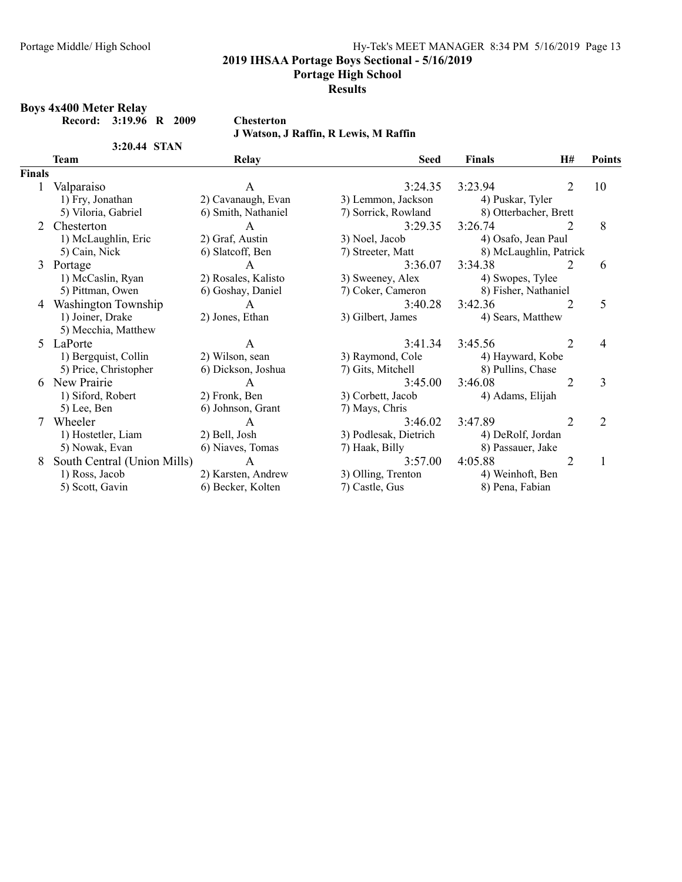## 2019 IHSAA Portage Boys Sectional - 5/16/2019

### Portage High School

### Results

**Boys 4x400 Meter Relay**

**Record: 3:19.96 R 2009 Chesterton**
**J Watson, J Raffin, R Lewis, M Raffin**

**3:20.44 STAN**

| | Team | Relay | Seed | Finals | H# | Points |
|---|---|---|---|---|---|---|
| **Finals** | | | | | | |
| 1 | Valparaiso | A | 3:24.35 | 3:23.94 | 2 | 10 |
| | 1) Fry, Jonathan | 2) Cavanaugh, Evan | 3) Lemmon, Jackson | 4) Puskar, Tyler | | |
| | 5) Viloria, Gabriel | 6) Smith, Nathaniel | 7) Sorrick, Rowland | 8) Otterbacher, Brett | | |
| 2 | Chesterton | A | 3:29.35 | 3:26.74 | 2 | 8 |
| | 1) McLaughlin, Eric | 2) Graf, Austin | 3) Noel, Jacob | 4) Osafo, Jean Paul | | |
| | 5) Cain, Nick | 6) Slatcoff, Ben | 7) Streeter, Matt | 8) McLaughlin, Patrick | | |
| 3 | Portage | A | 3:36.07 | 3:34.38 | 2 | 6 |
| | 1) McCaslin, Ryan | 2) Rosales, Kalisto | 3) Sweeney, Alex | 4) Swopes, Tylee | | |
| | 5) Pittman, Owen | 6) Goshay, Daniel | 7) Coker, Cameron | 8) Fisher, Nathaniel | | |
| 4 | Washington Township | A | 3:40.28 | 3:42.36 | 2 | 5 |
| | 1) Joiner, Drake | 2) Jones, Ethan | 3) Gilbert, James | 4) Sears, Matthew | | |
| | 5) Mecchia, Matthew | | | | | |
| 5 | LaPorte | A | 3:41.34 | 3:45.56 | 2 | 4 |
| | 1) Bergquist, Collin | 2) Wilson, sean | 3) Raymond, Cole | 4) Hayward, Kobe | | |
| | 5) Price, Christopher | 6) Dickson, Joshua | 7) Gits, Mitchell | 8) Pullins, Chase | | |
| 6 | New Prairie | A | 3:45.00 | 3:46.08 | 2 | 3 |
| | 1) Siford, Robert | 2) Fronk, Ben | 3) Corbett, Jacob | 4) Adams, Elijah | | |
| | 5) Lee, Ben | 6) Johnson, Grant | 7) Mays, Chris | | | |
| 7 | Wheeler | A | 3:46.02 | 3:47.89 | 2 | 2 |
| | 1) Hostetler, Liam | 2) Bell, Josh | 3) Podlesak, Dietrich | 4) DeRolf, Jordan | | |
| | 5) Nowak, Evan | 6) Niaves, Tomas | 7) Haak, Billy | 8) Passauer, Jake | | |
| 8 | South Central (Union Mills) | A | 3:57.00 | 4:05.88 | 2 | 1 |
| | 1) Ross, Jacob | 2) Karsten, Andrew | 3) Olling, Trenton | 4) Weinhoft, Ben | | |
| | 5) Scott, Gavin | 6) Becker, Kolten | 7) Castle, Gus | 8) Pena, Fabian | | |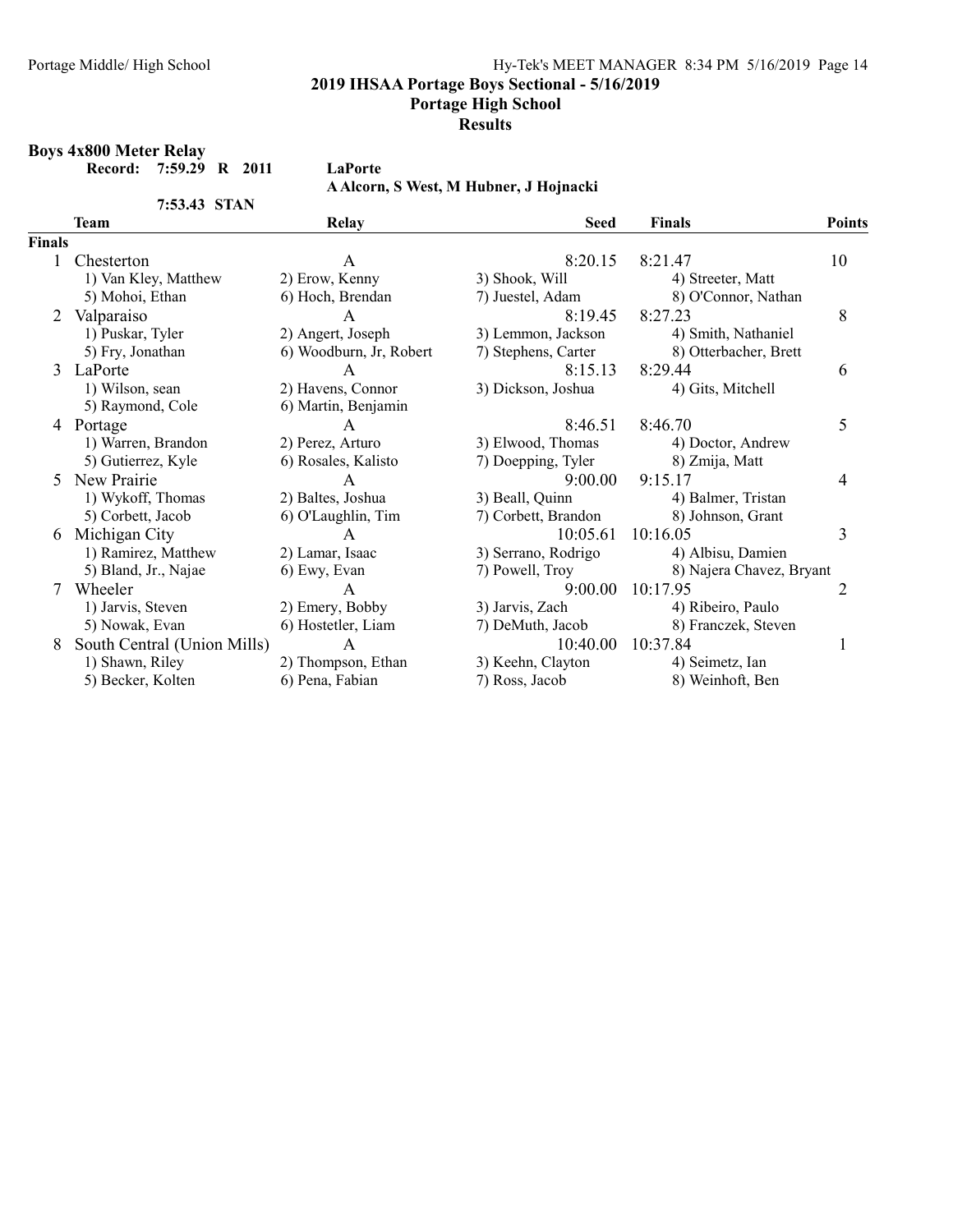## 2019 IHSAA Portage Boys Sectional - 5/16/2019

### Portage High School

### Results

**Boys 4x800 Meter Relay**

**Record: 7:59.29 R 2011 LaPorte**
**A Alcorn, S West, M Hubner, J Hojnacki**

**7:53.43 STAN**

| | Team | Relay | Seed | Finals | Points |
|---|---|---|---|---|---|
| **Finals** | | | | | |
| 1 | Chesterton | A | 8:20.15 | 8:21.47 | 10 |
| | 1) Van Kley, Matthew | 2) Erow, Kenny | 3) Shook, Will | 4) Streeter, Matt | |
| | 5) Mohoi, Ethan | 6) Hoch, Brendan | 7) Juestel, Adam | 8) O'Connor, Nathan | |
| 2 | Valparaiso | A | 8:19.45 | 8:27.23 | 8 |
| | 1) Puskar, Tyler | 2) Angert, Joseph | 3) Lemmon, Jackson | 4) Smith, Nathaniel | |
| | 5) Fry, Jonathan | 6) Woodburn, Jr, Robert | 7) Stephens, Carter | 8) Otterbacher, Brett | |
| 3 | LaPorte | A | 8:15.13 | 8:29.44 | 6 |
| | 1) Wilson, sean | 2) Havens, Connor | 3) Dickson, Joshua | 4) Gits, Mitchell | |
| | 5) Raymond, Cole | 6) Martin, Benjamin | | | |
| 4 | Portage | A | 8:46.51 | 8:46.70 | 5 |
| | 1) Warren, Brandon | 2) Perez, Arturo | 3) Elwood, Thomas | 4) Doctor, Andrew | |
| | 5) Gutierrez, Kyle | 6) Rosales, Kalisto | 7) Doepping, Tyler | 8) Zmija, Matt | |
| 5 | New Prairie | A | 9:00.00 | 9:15.17 | 4 |
| | 1) Wykoff, Thomas | 2) Baltes, Joshua | 3) Beall, Quinn | 4) Balmer, Tristan | |
| | 5) Corbett, Jacob | 6) O'Laughlin, Tim | 7) Corbett, Brandon | 8) Johnson, Grant | |
| 6 | Michigan City | A | 10:05.61 | 10:16.05 | 3 |
| | 1) Ramirez, Matthew | 2) Lamar, Isaac | 3) Serrano, Rodrigo | 4) Albisu, Damien | |
| | 5) Bland, Jr., Najae | 6) Ewy, Evan | 7) Powell, Troy | 8) Najera Chavez, Bryant | |
| 7 | Wheeler | A | 9:00.00 | 10:17.95 | 2 |
| | 1) Jarvis, Steven | 2) Emery, Bobby | 3) Jarvis, Zach | 4) Ribeiro, Paulo | |
| | 5) Nowak, Evan | 6) Hostetler, Liam | 7) DeMuth, Jacob | 8) Franczek, Steven | |
| 8 | South Central (Union Mills) | A | 10:40.00 | 10:37.84 | 1 |
| | 1) Shawn, Riley | 2) Thompson, Ethan | 3) Keehn, Clayton | 4) Seimetz, Ian | |
| | 5) Becker, Kolten | 6) Pena, Fabian | 7) Ross, Jacob | 8) Weinhoft, Ben | |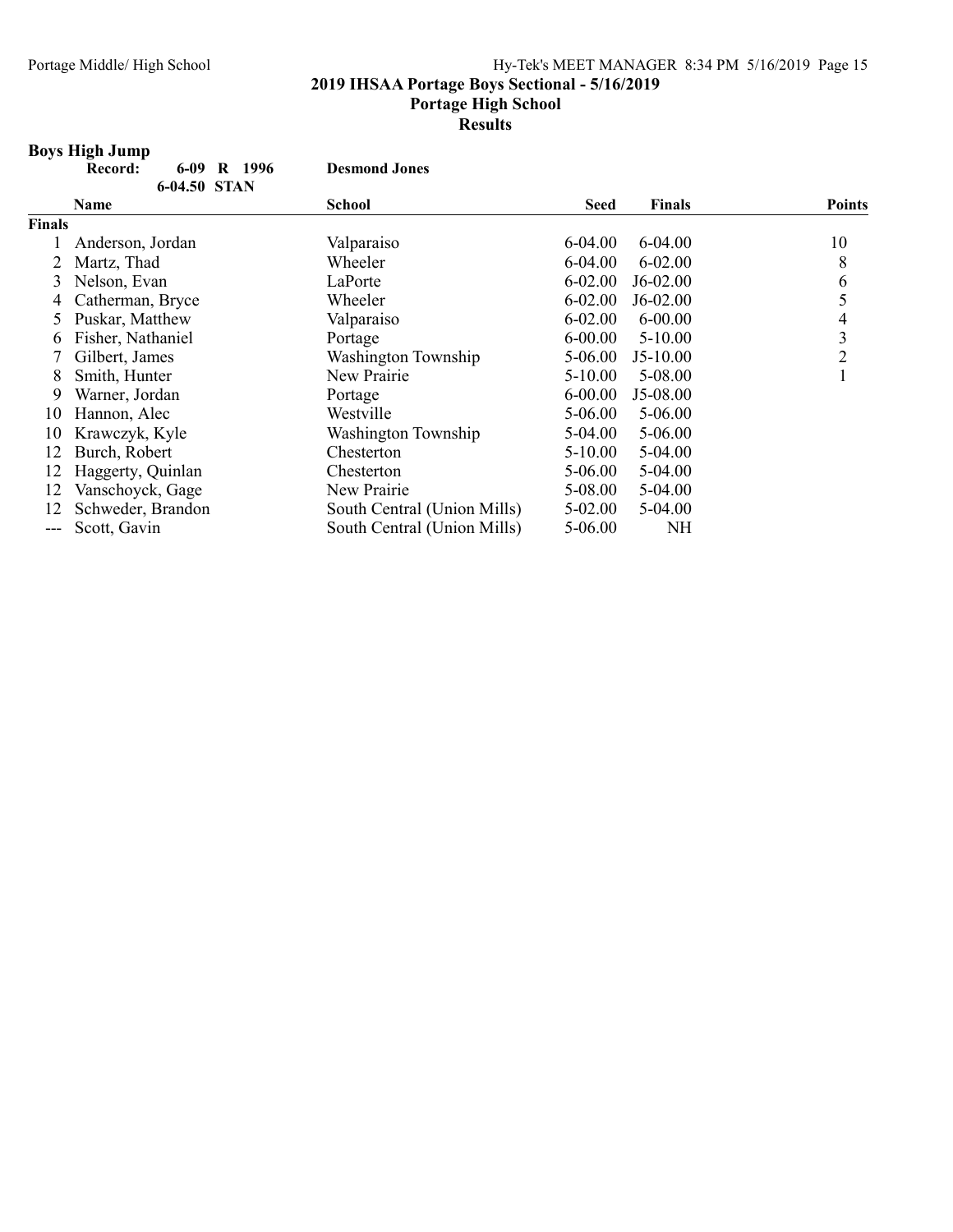**2019 IHSAA Portage Boys Sectional - 5/16/2019**

**Portage High School**

**Results**

## Boys High Jump

**Record: 6-09 R 1996 Desmond Jones**

**6-04.50 STAN**

| | Name | School | Seed | Finals | Points |
|---|---|---|---|---|---|
| **Finals** | | | | | |
| 1 | Anderson, Jordan | Valparaiso | 6-04.00 | 6-04.00 | 10 |
| 2 | Martz, Thad | Wheeler | 6-04.00 | 6-02.00 | 8 |
| 3 | Nelson, Evan | LaPorte | 6-02.00 | J6-02.00 | 6 |
| 4 | Catherman, Bryce | Wheeler | 6-02.00 | J6-02.00 | 5 |
| 5 | Puskar, Matthew | Valparaiso | 6-02.00 | 6-00.00 | 4 |
| 6 | Fisher, Nathaniel | Portage | 6-00.00 | 5-10.00 | 3 |
| 7 | Gilbert, James | Washington Township | 5-06.00 | J5-10.00 | 2 |
| 8 | Smith, Hunter | New Prairie | 5-10.00 | 5-08.00 | 1 |
| 9 | Warner, Jordan | Portage | 6-00.00 | J5-08.00 | |
| 10 | Hannon, Alec | Westville | 5-06.00 | 5-06.00 | |
| 10 | Krawczyk, Kyle | Washington Township | 5-04.00 | 5-06.00 | |
| 12 | Burch, Robert | Chesterton | 5-10.00 | 5-04.00 | |
| 12 | Haggerty, Quinlan | Chesterton | 5-06.00 | 5-04.00 | |
| 12 | Vanschoyck, Gage | New Prairie | 5-08.00 | 5-04.00 | |
| 12 | Schweder, Brandon | South Central (Union Mills) | 5-02.00 | 5-04.00 | |
| --- | Scott, Gavin | South Central (Union Mills) | 5-06.00 | NH | |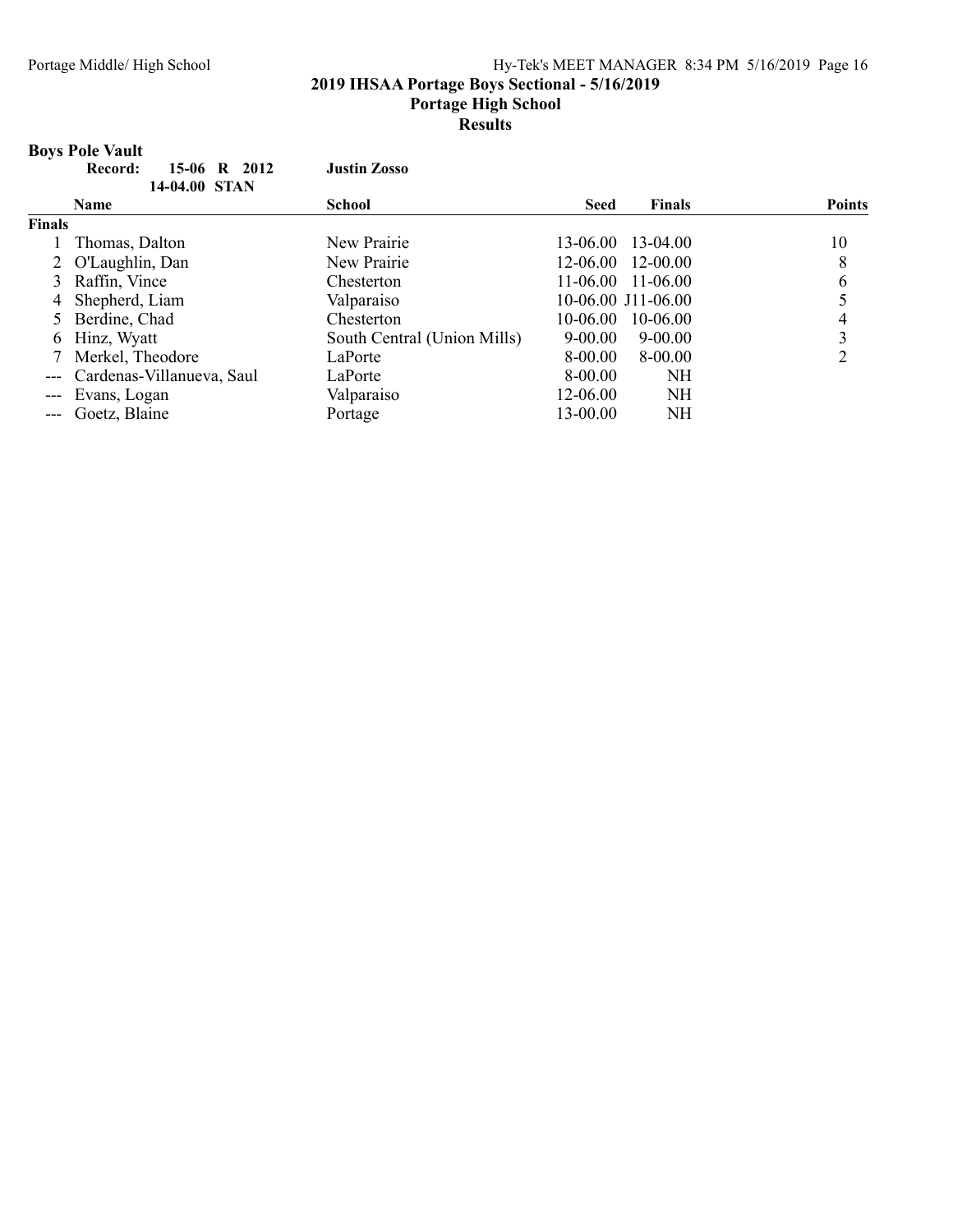**2019 IHSAA Portage Boys Sectional - 5/16/2019**

**Portage High School**

**Results**

## Boys Pole Vault

**Record:** 15-06 R 2012 **Justin Zosso**
14-04.00 STAN

| | Name | School | Seed | Finals | Points |
|---|---|---|---|---|---|
| **Finals** | | | | | |
| 1 | Thomas, Dalton | New Prairie | 13-06.00 | 13-04.00 | 10 |
| 2 | O'Laughlin, Dan | New Prairie | 12-06.00 | 12-00.00 | 8 |
| 3 | Raffin, Vince | Chesterton | 11-06.00 | 11-06.00 | 6 |
| 4 | Shepherd, Liam | Valparaiso | 10-06.00 | J11-06.00 | 5 |
| 5 | Berdine, Chad | Chesterton | 10-06.00 | 10-06.00 | 4 |
| 6 | Hinz, Wyatt | South Central (Union Mills) | 9-00.00 | 9-00.00 | 3 |
| 7 | Merkel, Theodore | LaPorte | 8-00.00 | 8-00.00 | 2 |
| --- | Cardenas-Villanueva, Saul | LaPorte | 8-00.00 | NH | |
| --- | Evans, Logan | Valparaiso | 12-06.00 | NH | |
| --- | Goetz, Blaine | Portage | 13-00.00 | NH | |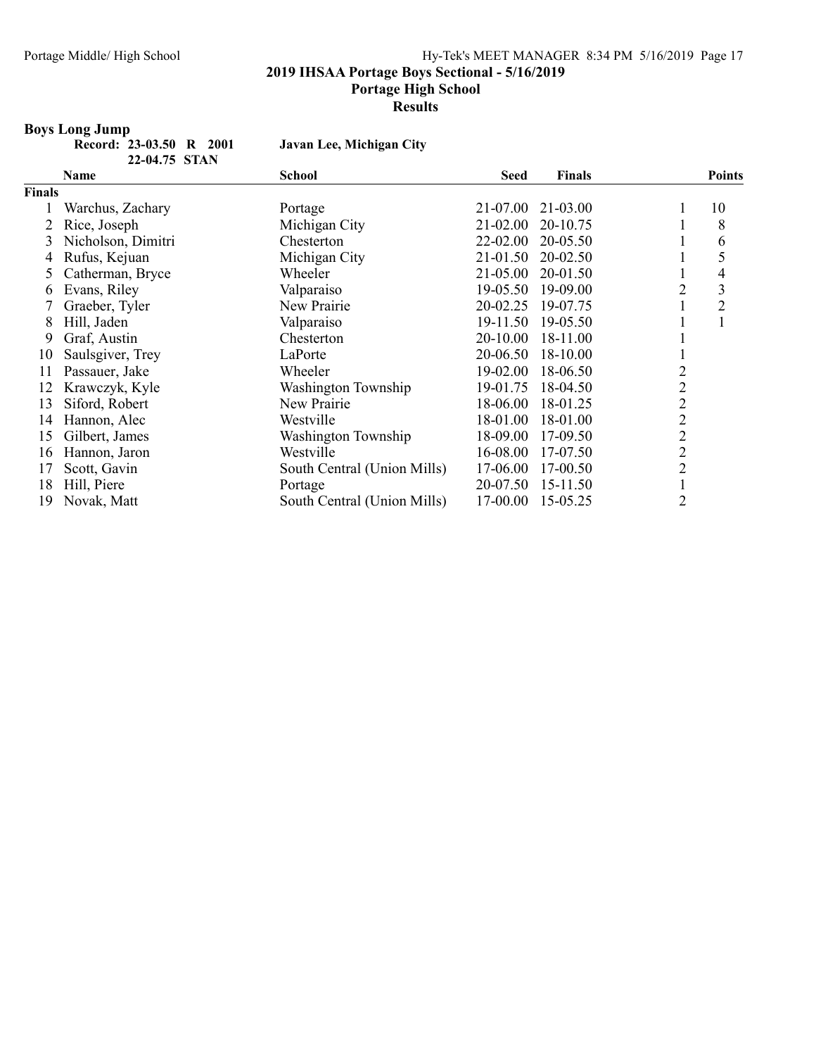## 2019 IHSAA Portage Boys Sectional - 5/16/2019

**Portage High School**

**Results**

### Boys Long Jump

**Record: 23-03.50 R 2001 Javan Lee, Michigan City**

**22-04.75 STAN**

| | Name | School | Seed | Finals | | Points |
|---|---|---|---|---|---|---|
| **Finals** | | | | | | |
| 1 | Warchus, Zachary | Portage | 21-07.00 | 21-03.00 | 1 | 10 |
| 2 | Rice, Joseph | Michigan City | 21-02.00 | 20-10.75 | 1 | 8 |
| 3 | Nicholson, Dimitri | Chesterton | 22-02.00 | 20-05.50 | 1 | 6 |
| 4 | Rufus, Kejuan | Michigan City | 21-01.50 | 20-02.50 | 1 | 5 |
| 5 | Catherman, Bryce | Wheeler | 21-05.00 | 20-01.50 | 1 | 4 |
| 6 | Evans, Riley | Valparaiso | 19-05.50 | 19-09.00 | 2 | 3 |
| 7 | Graeber, Tyler | New Prairie | 20-02.25 | 19-07.75 | 1 | 2 |
| 8 | Hill, Jaden | Valparaiso | 19-11.50 | 19-05.50 | 1 | 1 |
| 9 | Graf, Austin | Chesterton | 20-10.00 | 18-11.00 | 1 | |
| 10 | Saulsgiver, Trey | LaPorte | 20-06.50 | 18-10.00 | 1 | |
| 11 | Passauer, Jake | Wheeler | 19-02.00 | 18-06.50 | 2 | |
| 12 | Krawczyk, Kyle | Washington Township | 19-01.75 | 18-04.50 | 2 | |
| 13 | Siford, Robert | New Prairie | 18-06.00 | 18-01.25 | 2 | |
| 14 | Hannon, Alec | Westville | 18-01.00 | 18-01.00 | 2 | |
| 15 | Gilbert, James | Washington Township | 18-09.00 | 17-09.50 | 2 | |
| 16 | Hannon, Jaron | Westville | 16-08.00 | 17-07.50 | 2 | |
| 17 | Scott, Gavin | South Central (Union Mills) | 17-06.00 | 17-00.50 | 2 | |
| 18 | Hill, Piere | Portage | 20-07.50 | 15-11.50 | 1 | |
| 19 | Novak, Matt | South Central (Union Mills) | 17-00.00 | 15-05.25 | 2 | |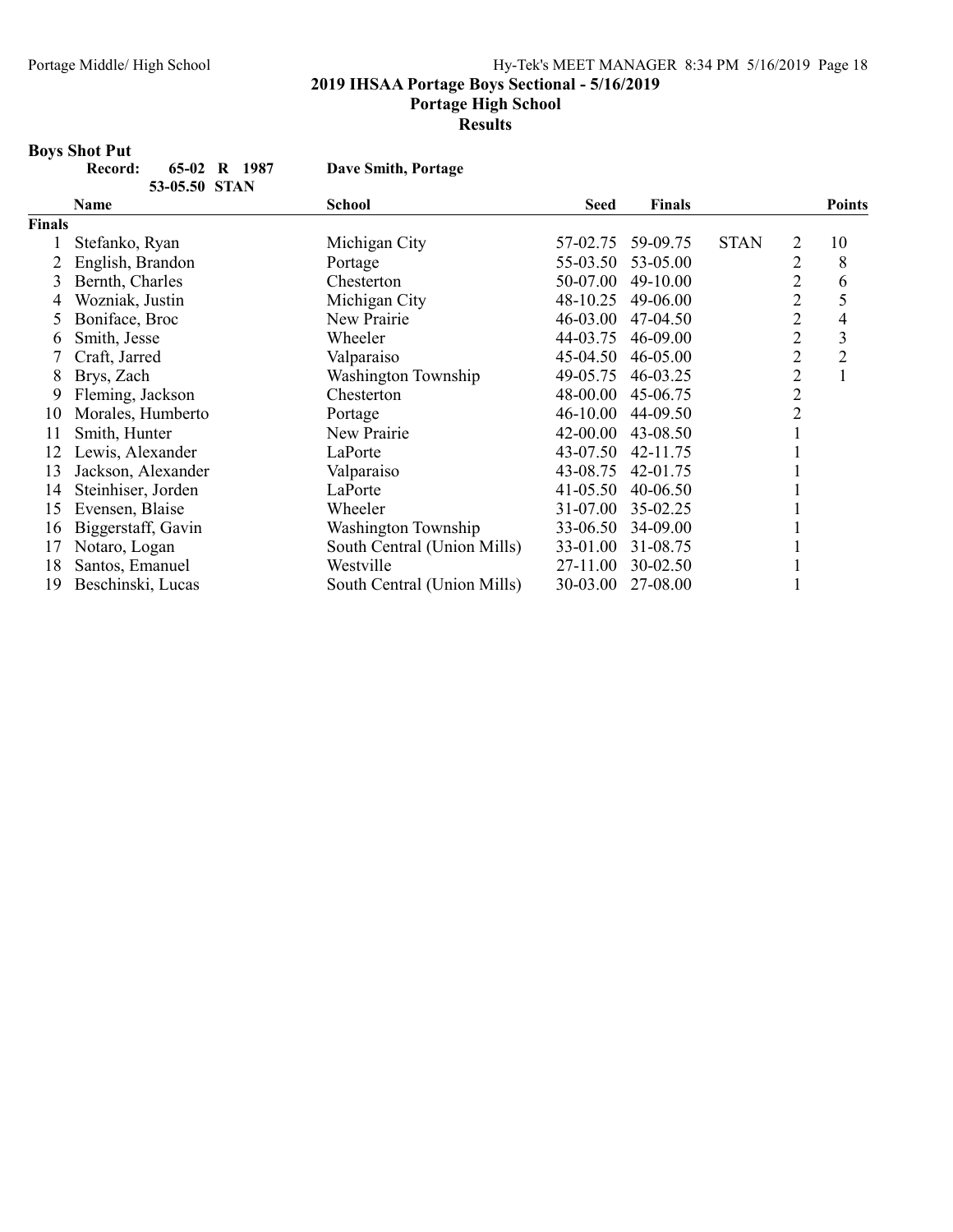## 2019 IHSAA Portage Boys Sectional - 5/16/2019

## Portage High School

## Results

### Boys Shot Put

**Record:** 65-02 R 1987 **Dave Smith, Portage**

53-05.50 STAN

| | Name | School | Seed | Finals | | | Points |
|---|---|---|---|---|---|---|---|
| **Finals** | | | | | | | |
| 1 | Stefanko, Ryan | Michigan City | 57-02.75 | 59-09.75 | STAN | 2 | 10 |
| 2 | English, Brandon | Portage | 55-03.50 | 53-05.00 | | 2 | 8 |
| 3 | Bernth, Charles | Chesterton | 50-07.00 | 49-10.00 | | 2 | 6 |
| 4 | Wozniak, Justin | Michigan City | 48-10.25 | 49-06.00 | | 2 | 5 |
| 5 | Boniface, Broc | New Prairie | 46-03.00 | 47-04.50 | | 2 | 4 |
| 6 | Smith, Jesse | Wheeler | 44-03.75 | 46-09.00 | | 2 | 3 |
| 7 | Craft, Jarred | Valparaiso | 45-04.50 | 46-05.00 | | 2 | 2 |
| 8 | Brys, Zach | Washington Township | 49-05.75 | 46-03.25 | | 2 | 1 |
| 9 | Fleming, Jackson | Chesterton | 48-00.00 | 45-06.75 | | 2 | |
| 10 | Morales, Humberto | Portage | 46-10.00 | 44-09.50 | | 2 | |
| 11 | Smith, Hunter | New Prairie | 42-00.00 | 43-08.50 | | 1 | |
| 12 | Lewis, Alexander | LaPorte | 43-07.50 | 42-11.75 | | 1 | |
| 13 | Jackson, Alexander | Valparaiso | 43-08.75 | 42-01.75 | | 1 | |
| 14 | Steinhiser, Jorden | LaPorte | 41-05.50 | 40-06.50 | | 1 | |
| 15 | Evensen, Blaise | Wheeler | 31-07.00 | 35-02.25 | | 1 | |
| 16 | Biggerstaff, Gavin | Washington Township | 33-06.50 | 34-09.00 | | 1 | |
| 17 | Notaro, Logan | South Central (Union Mills) | 33-01.00 | 31-08.75 | | 1 | |
| 18 | Santos, Emanuel | Westville | 27-11.00 | 30-02.50 | | 1 | |
| 19 | Beschinski, Lucas | South Central (Union Mills) | 30-03.00 | 27-08.00 | | 1 | |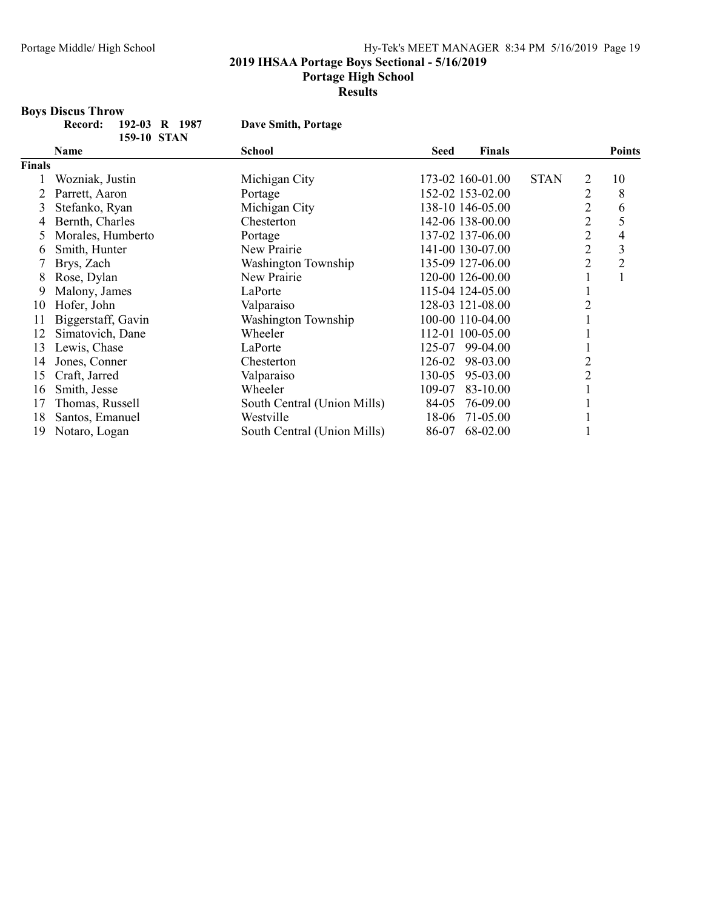## 2019 IHSAA Portage Boys Sectional - 5/16/2019

## Portage High School

## Results

### Boys Discus Throw

**Record:** 192-03 R 1987 **Dave Smith, Portage**
159-10 STAN

| | Name | School | Seed | Finals | | | Points |
|---|---|---|---|---|---|---|---|
| **Finals** | | | | | | | |
| 1 | Wozniak, Justin | Michigan City | 173-02 | 160-01.00 | STAN | 2 | 10 |
| 2 | Parrett, Aaron | Portage | 152-02 | 153-02.00 | | 2 | 8 |
| 3 | Stefanko, Ryan | Michigan City | 138-10 | 146-05.00 | | 2 | 6 |
| 4 | Bernth, Charles | Chesterton | 142-06 | 138-00.00 | | 2 | 5 |
| 5 | Morales, Humberto | Portage | 137-02 | 137-06.00 | | 2 | 4 |
| 6 | Smith, Hunter | New Prairie | 141-00 | 130-07.00 | | 2 | 3 |
| 7 | Brys, Zach | Washington Township | 135-09 | 127-06.00 | | 2 | 2 |
| 8 | Rose, Dylan | New Prairie | 120-00 | 126-00.00 | | 1 | 1 |
| 9 | Malony, James | LaPorte | 115-04 | 124-05.00 | | 1 | |
| 10 | Hofer, John | Valparaiso | 128-03 | 121-08.00 | | 2 | |
| 11 | Biggerstaff, Gavin | Washington Township | 100-00 | 110-04.00 | | 1 | |
| 12 | Simatovich, Dane | Wheeler | 112-01 | 100-05.00 | | 1 | |
| 13 | Lewis, Chase | LaPorte | 125-07 | 99-04.00 | | 1 | |
| 14 | Jones, Conner | Chesterton | 126-02 | 98-03.00 | | 2 | |
| 15 | Craft, Jarred | Valparaiso | 130-05 | 95-03.00 | | 2 | |
| 16 | Smith, Jesse | Wheeler | 109-07 | 83-10.00 | | 1 | |
| 17 | Thomas, Russell | South Central (Union Mills) | 84-05 | 76-09.00 | | 1 | |
| 18 | Santos, Emanuel | Westville | 18-06 | 71-05.00 | | 1 | |
| 19 | Notaro, Logan | South Central (Union Mills) | 86-07 | 68-02.00 | | 1 | |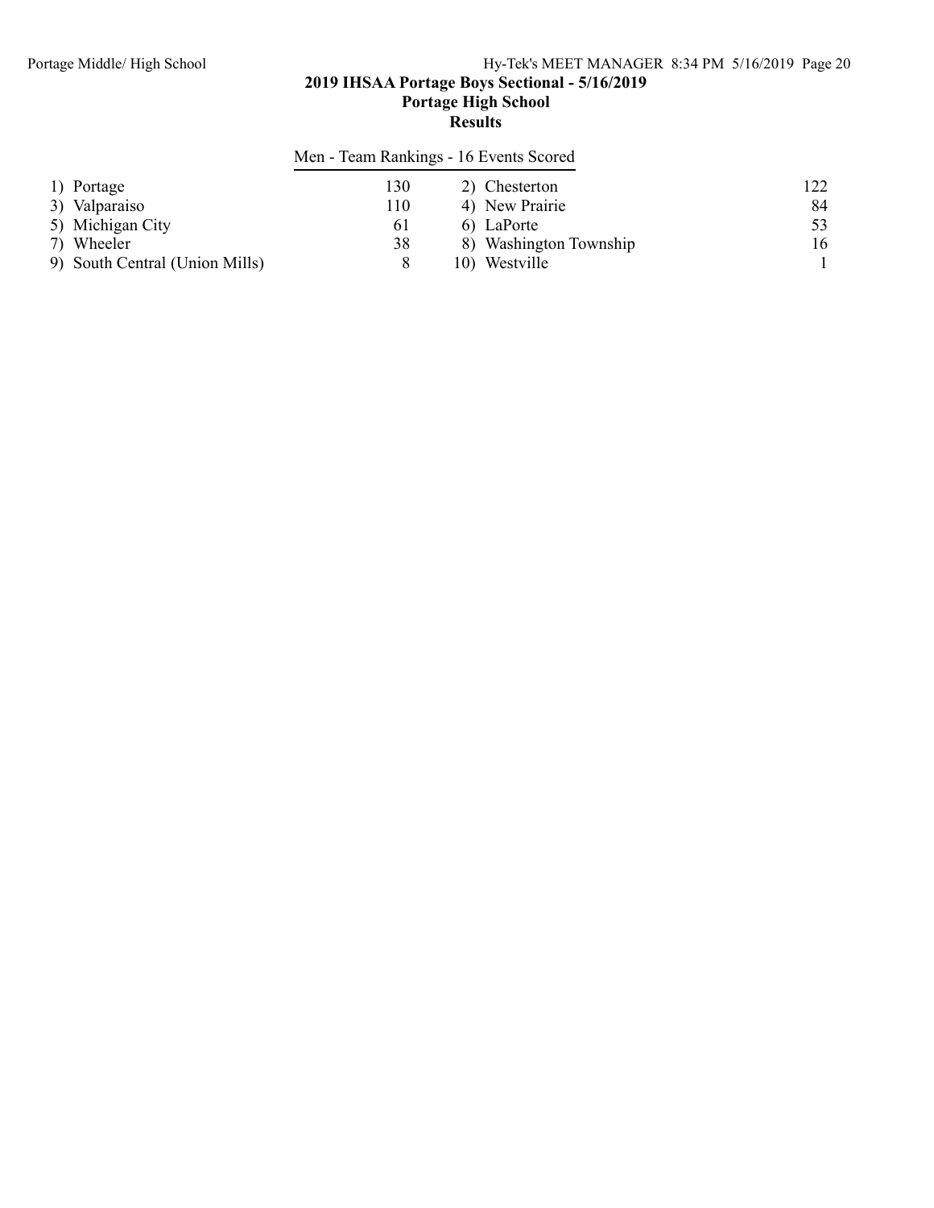## 2019 IHSAA Portage Boys Sectional - 5/16/2019

### Portage High School

### Results

#### Men - Team Rankings - 16 Events Scored

| Rank | Team | Points | Rank | Team | Points |
|---|---|---|---|---|---|
| 1) | Portage | 130 | 2) | Chesterton | 122 |
| 3) | Valparaiso | 110 | 4) | New Prairie | 84 |
| 5) | Michigan City | 61 | 6) | LaPorte | 53 |
| 7) | Wheeler | 38 | 8) | Washington Township | 16 |
| 9) | South Central (Union Mills) | 8 | 10) | Westville | 1 |